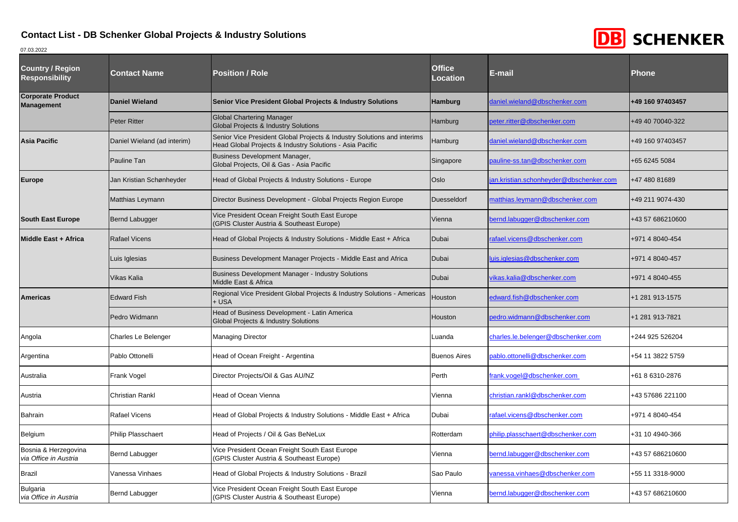# Contact List - DB Schenker Global Projects & Industry Solutions

07.03.2022

| Country / Region Responsibility | Contact Name | Position / Role | Office Location | E-mail | Phone |
|---|---|---|---|---|---|
| **Corporate Product Management** | **Daniel Wieland** | **Senior Vice President Global Projects & Industry Solutions** | **Hamburg** | daniel.wieland@dbschenker.com | **+49 160 97403457** |
| | Peter Ritter | Global Chartering Manager<br>Global Projects & Industry Solutions | Hamburg | peter.ritter@dbschenker.com | +49 40 70040-322 |
| **Asia Pacific** | Daniel Wieland (ad interim) | Senior Vice President Global Projects & Industry Solutions and interims Head Global Projects & Industry Solutions - Asia Pacific | Hamburg | daniel.wieland@dbschenker.com | +49 160 97403457 |
| | Pauline Tan | Business Development Manager,<br>Global Projects, Oil & Gas - Asia Pacific | Singapore | pauline-ss.tan@dbschenker.com | +65 6245 5084 |
| **Europe** | Jan Kristian Schønheyder | Head of Global Projects & Industry Solutions - Europe | Oslo | jan.kristian.schonheyder@dbschenker.com | +47 480 81689 |
| | Matthias Leymann | Director Business Development - Global Projects Region Europe | Duesseldorf | matthias.leymann@dbschenker.com | +49 211 9074-430 |
| **South East Europe** | Bernd Labugger | Vice President Ocean Freight South East Europe<br>(GPIS Cluster Austria & Southeast Europe) | Vienna | bernd.labugger@dbschenker.com | +43 57 686210600 |
| **Middle East + Africa** | Rafael Vicens | Head of Global Projects & Industry Solutions - Middle East + Africa | Dubai | rafael.vicens@dbschenker.com | +971 4 8040-454 |
| | Luis Iglesias | Business Development Manager Projects - Middle East and Africa | Dubai | luis.iglesias@dbschenker.com | +971 4 8040-457 |
| | Vikas Kalia | Business Development Manager - Industry Solutions<br>Middle East & Africa | Dubai | vikas.kalia@dbschenker.com | +971 4 8040-455 |
| **Americas** | Edward Fish | Regional Vice President Global Projects & Industry Solutions - Americas + USA | Houston | edward.fish@dbschenker.com | +1 281 913-1575 |
| | Pedro Widmann | Head of Business Development - Latin America<br>Global Projects & Industry Solutions | Houston | pedro.widmann@dbschenker.com | +1 281 913-7821 |
| Angola | Charles Le Belenger | Managing Director | Luanda | charles.le.belenger@dbschenker.com | +244 925 526204 |
| Argentina | Pablo Ottonelli | Head of Ocean Freight - Argentina | Buenos Aires | pablo.ottonelli@dbschenker.com | +54 11 3822 5759 |
| Australia | Frank Vogel | Director Projects/Oil & Gas AU/NZ | Perth | frank.vogel@dbschenker.com | +61 8 6310-2876 |
| Austria | Christian Rankl | Head of Ocean Vienna | Vienna | christian.rankl@dbschenker.com | +43 57686 221100 |
| Bahrain | Rafael Vicens | Head of Global Projects & Industry Solutions - Middle East + Africa | Dubai | rafael.vicens@dbschenker.com | +971 4 8040-454 |
| Belgium | Philip Plasschaert | Head of Projects / Oil & Gas BeNeLux | Rotterdam | philip.plasschaert@dbschenker.com | +31 10 4940-366 |
| Bosnia & Herzegovina<br>*via Office in Austria* | Bernd Labugger | Vice President Ocean Freight South East Europe<br>(GPIS Cluster Austria & Southeast Europe) | Vienna | bernd.labugger@dbschenker.com | +43 57 686210600 |
| Brazil | Vanessa Vinhaes | Head of Global Projects & Industry Solutions - Brazil | Sao Paulo | vanessa.vinhaes@dbschenker.com | +55 11 3318-9000 |
| Bulgaria<br>*via Office in Austria* | Bernd Labugger | Vice President Ocean Freight South East Europe<br>(GPIS Cluster Austria & Southeast Europe) | Vienna | bernd.labugger@dbschenker.com | +43 57 686210600 |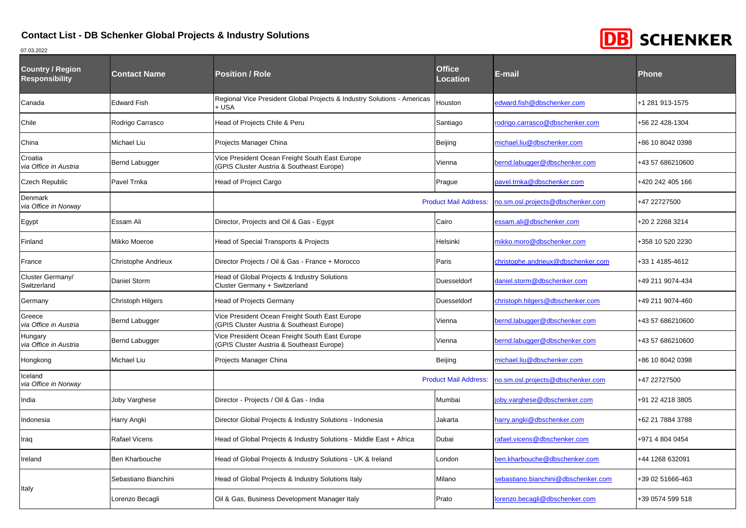## Contact List - DB Schenker Global Projects & Industry Solutions

07.03.2022

DB SCHENKER

| Country / Region Responsibility | Contact Name | Position / Role | Office Location | E-mail | Phone |
|---|---|---|---|---|---|
| Canada | Edward Fish | Regional Vice President Global Projects & Industry Solutions - Americas + USA | Houston | edward.fish@dbschenker.com | +1 281 913-1575 |
| Chile | Rodrigo Carrasco | Head of Projects Chile & Peru | Santiago | rodrigo.carrasco@dbschenker.com | +56 22 428-1304 |
| China | Michael Liu | Projects Manager China | Beijing | michael.liu@dbschenker.com | +86 10 8042 0398 |
| Croatia *via Office in Austria* | Bernd Labugger | Vice President Ocean Freight South East Europe (GPIS Cluster Austria & Southeast Europe) | Vienna | bernd.labugger@dbschenker.com | +43 57 686210600 |
| Czech Republic | Pavel Trnka | Head of Project Cargo | Prague | pavel.trnka@dbschenker.com | +420 242 405 166 |
| Denmark *via Office in Norway* | | | Product Mail Address: | no.sm.osl.projects@dbschenker.com | +47 22727500 |
| Egypt | Essam Ali | Director, Projects and Oil & Gas - Egypt | Cairo | essam.ali@dbschenker.com | +20 2 2268 3214 |
| Finland | Mikko Moeroe | Head of Special Transports & Projects | Helsinki | mikko.moro@dbschenker.com | +358 10 520 2230 |
| France | Christophe Andrieux | Director Projects / Oil & Gas - France + Morocco | Paris | christophe.andrieux@dbschenker.com | +33 1 4185-4612 |
| Cluster Germany/ Switzerland | Daniel Storm | Head of Global Projects & Industry Solutions Cluster Germany + Switzerland | Duesseldorf | daniel.storm@dbschenker.com | +49 211 9074-434 |
| Germany | Christoph Hilgers | Head of Projects Germany | Duesseldorf | christoph.hilgers@dbschenker.com | +49 211 9074-460 |
| Greece *via Office in Austria* | Bernd Labugger | Vice President Ocean Freight South East Europe (GPIS Cluster Austria & Southeast Europe) | Vienna | bernd.labugger@dbschenker.com | +43 57 686210600 |
| Hungary *via Office in Austria* | Bernd Labugger | Vice President Ocean Freight South East Europe (GPIS Cluster Austria & Southeast Europe) | Vienna | bernd.labugger@dbschenker.com | +43 57 686210600 |
| Hongkong | Michael Liu | Projects Manager China | Beijing | michael.liu@dbschenker.com | +86 10 8042 0398 |
| Iceland *via Office in Norway* | | | Product Mail Address: | no.sm.osl.projects@dbschenker.com | +47 22727500 |
| India | Joby Varghese | Director - Projects / Oil & Gas - India | Mumbai | joby.varghese@dbschenker.com | +91 22 4218 3805 |
| Indonesia | Harry Angki | Director Global Projects & Industry Solutions - Indonesia | Jakarta | harry.angki@dbschenker.com | +62 21 7884 3788 |
| Iraq | Rafael Vicens | Head of Global Projects & Industry Solutions - Middle East + Africa | Dubai | rafael.vicens@dbschenker.com | +971 4 804 0454 |
| Ireland | Ben Kharbouche | Head of Global Projects & Industry Solutions - UK & Ireland | London | ben.kharbouche@dbschenker.com | +44 1268 632091 |
| Italy | Sebastiano Bianchini | Head of Global Projects & Industry Solutions Italy | Milano | sebastiano.bianchini@dbschenker.com | +39 02 51666-463 |
| | Lorenzo Becagli | Oil & Gas, Business Development Manager Italy | Prato | lorenzo.becagli@dbschenker.com | +39 0574 599 518 |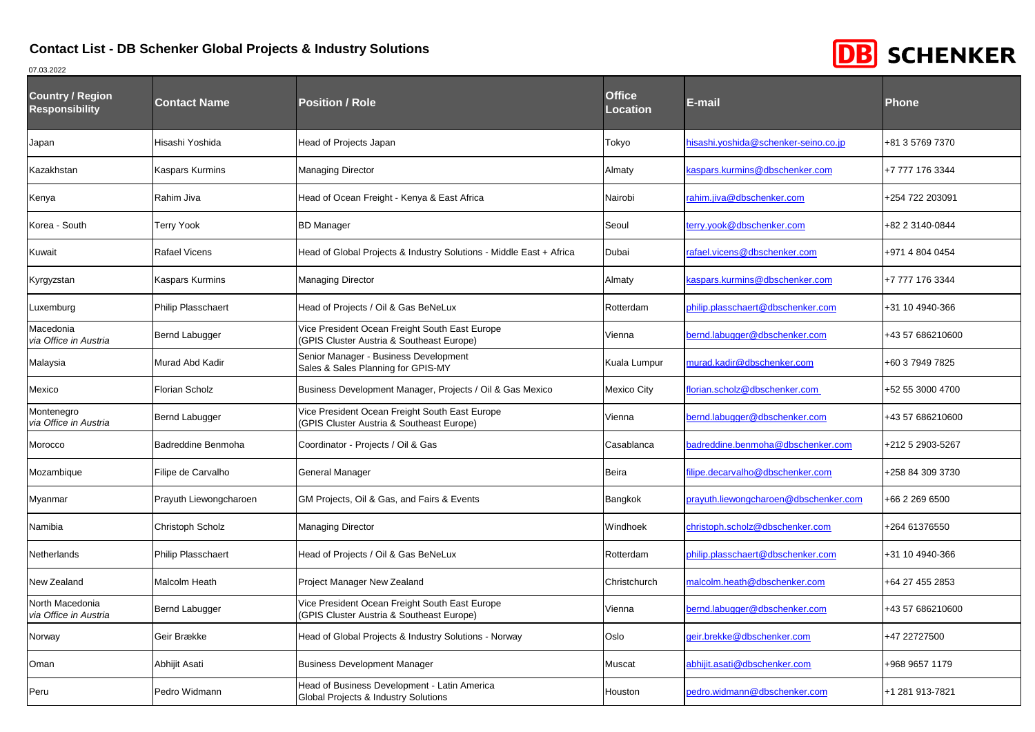## Contact List - DB Schenker Global Projects & Industry Solutions

07.03.2022

| Country / Region Responsibility | Contact Name | Position / Role | Office Location | E-mail | Phone |
|---|---|---|---|---|---|
| Japan | Hisashi Yoshida | Head of Projects Japan | Tokyo | hisashi.yoshida@schenker-seino.co.jp | +81 3 5769 7370 |
| Kazakhstan | Kaspars Kurmins | Managing Director | Almaty | kaspars.kurmins@dbschenker.com | +7 777 176 3344 |
| Kenya | Rahim Jiva | Head of Ocean Freight - Kenya & East Africa | Nairobi | rahim.jiva@dbschenker.com | +254 722 203091 |
| Korea - South | Terry Yook | BD Manager | Seoul | terry.yook@dbschenker.com | +82 2 3140-0844 |
| Kuwait | Rafael Vicens | Head of Global Projects & Industry Solutions - Middle East + Africa | Dubai | rafael.vicens@dbschenker.com | +971 4 804 0454 |
| Kyrgyzstan | Kaspars Kurmins | Managing Director | Almaty | kaspars.kurmins@dbschenker.com | +7 777 176 3344 |
| Luxemburg | Philip Plasschaert | Head of Projects / Oil & Gas BeNeLux | Rotterdam | philip.plasschaert@dbschenker.com | +31 10 4940-366 |
| Macedonia *via Office in Austria* | Bernd Labugger | Vice President Ocean Freight South East Europe (GPIS Cluster Austria & Southeast Europe) | Vienna | bernd.labugger@dbschenker.com | +43 57 686210600 |
| Malaysia | Murad Abd Kadir | Senior Manager - Business Development Sales & Sales Planning for GPIS-MY | Kuala Lumpur | murad.kadir@dbschenker.com | +60 3 7949 7825 |
| Mexico | Florian Scholz | Business Development Manager, Projects / Oil & Gas Mexico | Mexico City | florian.scholz@dbschenker.com | +52 55 3000 4700 |
| Montenegro *via Office in Austria* | Bernd Labugger | Vice President Ocean Freight South East Europe (GPIS Cluster Austria & Southeast Europe) | Vienna | bernd.labugger@dbschenker.com | +43 57 686210600 |
| Morocco | Badreddine Benmoha | Coordinator - Projects / Oil & Gas | Casablanca | badreddine.benmoha@dbschenker.com | +212 5 2903-5267 |
| Mozambique | Filipe de Carvalho | General Manager | Beira | filipe.decarvalho@dbschenker.com | +258 84 309 3730 |
| Myanmar | Prayuth Liewongcharoen | GM Projects, Oil & Gas, and Fairs & Events | Bangkok | prayuth.liewongcharoen@dbschenker.com | +66 2 269 6500 |
| Namibia | Christoph Scholz | Managing Director | Windhoek | christoph.scholz@dbschenker.com | +264 61376550 |
| Netherlands | Philip Plasschaert | Head of Projects / Oil & Gas BeNeLux | Rotterdam | philip.plasschaert@dbschenker.com | +31 10 4940-366 |
| New Zealand | Malcolm Heath | Project Manager New Zealand | Christchurch | malcolm.heath@dbschenker.com | +64 27 455 2853 |
| North Macedonia *via Office in Austria* | Bernd Labugger | Vice President Ocean Freight South East Europe (GPIS Cluster Austria & Southeast Europe) | Vienna | bernd.labugger@dbschenker.com | +43 57 686210600 |
| Norway | Geir Brække | Head of Global Projects & Industry Solutions - Norway | Oslo | geir.brekke@dbschenker.com | +47 22727500 |
| Oman | Abhijit Asati | Business Development Manager | Muscat | abhijit.asati@dbschenker.com | +968 9657 1179 |
| Peru | Pedro Widmann | Head of Business Development - Latin America Global Projects & Industry Solutions | Houston | pedro.widmann@dbschenker.com | +1 281 913-7821 |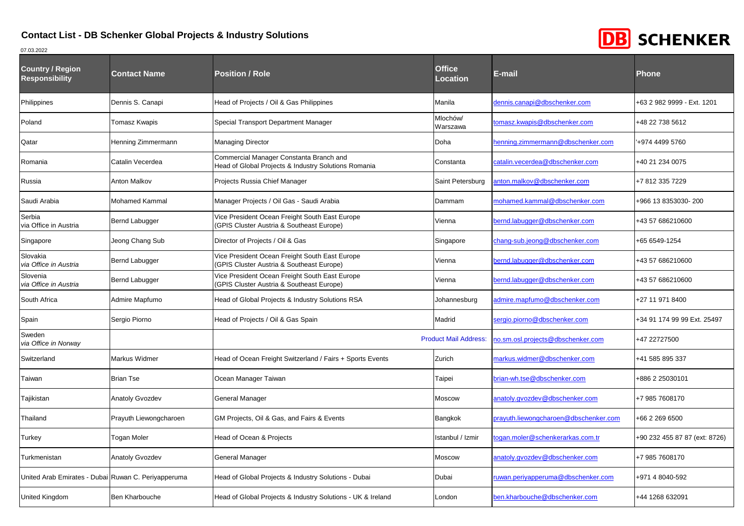# Contact List - DB Schenker Global Projects & Industry Solutions

07.03.2022

| Country / Region Responsibility | Contact Name | Position / Role | Office Location | E-mail | Phone |
|---|---|---|---|---|---|
| Philippines | Dennis S. Canapi | Head of Projects / Oil & Gas Philippines | Manila | dennis.canapi@dbschenker.com | +63 2 982 9999 - Ext. 1201 |
| Poland | Tomasz Kwapis | Special Transport Department Manager | Mlochów/ Warszawa | tomasz.kwapis@dbschenker.com | +48 22 738 5612 |
| Qatar | Henning Zimmermann | Managing Director | Doha | henning.zimmermann@dbschenker.com | '+974 4499 5760 |
| Romania | Catalin Vecerdea | Commercial Manager Constanta Branch and Head of Global Projects & Industry Solutions Romania | Constanta | catalin.vecerdea@dbschenker.com | +40 21 234 0075 |
| Russia | Anton Malkov | Projects Russia Chief Manager | Saint Petersburg | anton.malkov@dbschenker.com | +7 812 335 7229 |
| Saudi Arabia | Mohamed Kammal | Manager Projects / Oil Gas - Saudi Arabia | Dammam | mohamed.kammal@dbschenker.com | +966 13 8353030- 200 |
| Serbia via Office in Austria | Bernd Labugger | Vice President Ocean Freight South East Europe (GPIS Cluster Austria & Southeast Europe) | Vienna | bernd.labugger@dbschenker.com | +43 57 686210600 |
| Singapore | Jeong Chang Sub | Director of Projects / Oil & Gas | Singapore | chang-sub.jeong@dbschenker.com | +65 6549-1254 |
| Slovakia *via Office in Austria* | Bernd Labugger | Vice President Ocean Freight South East Europe (GPIS Cluster Austria & Southeast Europe) | Vienna | bernd.labugger@dbschenker.com | +43 57 686210600 |
| Slovenia *via Office in Austria* | Bernd Labugger | Vice President Ocean Freight South East Europe (GPIS Cluster Austria & Southeast Europe) | Vienna | bernd.labugger@dbschenker.com | +43 57 686210600 |
| South Africa | Admire Mapfumo | Head of Global Projects & Industry Solutions RSA | Johannesburg | admire.mapfumo@dbschenker.com | +27 11 971 8400 |
| Spain | Sergio Piorno | Head of Projects / Oil & Gas Spain | Madrid | sergio.piorno@dbschenker.com | +34 91 174 99 99 Ext. 25497 |
| Sweden *via Office in Norway* | | Product Mail Address: | | no.sm.osl.projects@dbschenker.com | +47 22727500 |
| Switzerland | Markus Widmer | Head of Ocean Freight Switzerland / Fairs + Sports Events | Zurich | markus.widmer@dbschenker.com | +41 585 895 337 |
| Taiwan | Brian Tse | Ocean Manager Taiwan | Taipei | brian-wh.tse@dbschenker.com | +886 2 25030101 |
| Tajikistan | Anatoly Gvozdev | General Manager | Moscow | anatoly.gvozdev@dbschenker.com | +7 985 7608170 |
| Thailand | Prayuth Liewongcharoen | GM Projects, Oil & Gas, and Fairs & Events | Bangkok | prayuth.liewongcharoen@dbschenker.com | +66 2 269 6500 |
| Turkey | Togan Moler | Head of Ocean & Projects | Istanbul / Izmir | togan.moler@schenkerarkas.com.tr | +90 232 455 87 87 (ext: 8726) |
| Turkmenistan | Anatoly Gvozdev | General Manager | Moscow | anatoly.gvozdev@dbschenker.com | +7 985 7608170 |
| United Arab Emirates - Dubai | Ruwan C. Periyapperuma | Head of Global Projects & Industry Solutions - Dubai | Dubai | ruwan.periyapperuma@dbschenker.com | +971 4 8040-592 |
| United Kingdom | Ben Kharbouche | Head of Global Projects & Industry Solutions - UK & Ireland | London | ben.kharbouche@dbschenker.com | +44 1268 632091 |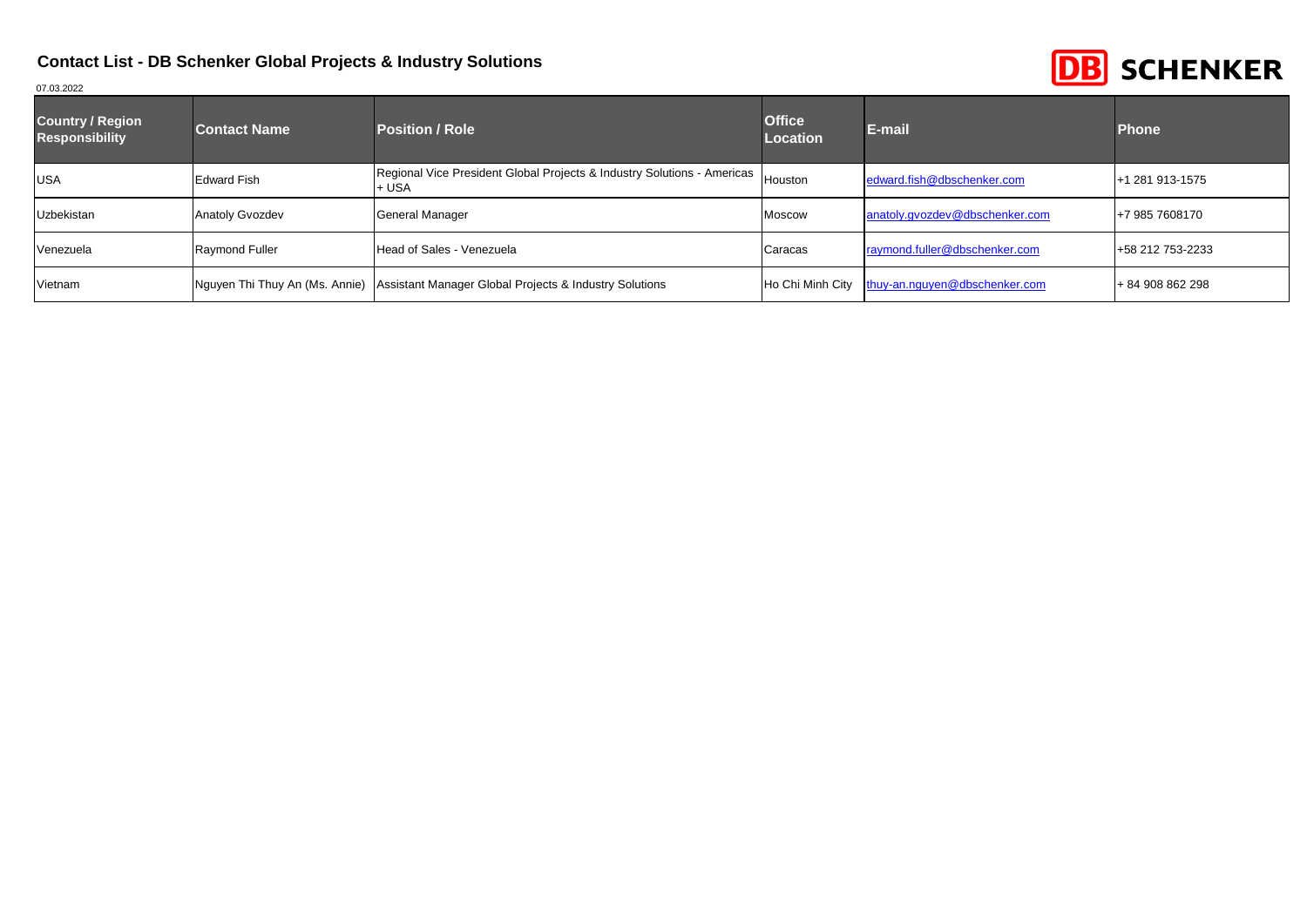## Contact List - DB Schenker Global Projects & Industry Solutions

07.03.2022

| Country / Region Responsibility | Contact Name | Position / Role | Office Location | E-mail | Phone |
|---|---|---|---|---|---|
| USA | Edward Fish | Regional Vice President Global Projects & Industry Solutions - Americas + USA | Houston | edward.fish@dbschenker.com | +1 281 913-1575 |
| Uzbekistan | Anatoly Gvozdev | General Manager | Moscow | anatoly.gvozdev@dbschenker.com | +7 985 7608170 |
| Venezuela | Raymond Fuller | Head of Sales - Venezuela | Caracas | raymond.fuller@dbschenker.com | +58 212 753-2233 |
| Vietnam | Nguyen Thi Thuy An (Ms. Annie) | Assistant Manager Global Projects & Industry Solutions | Ho Chi Minh City | thuy-an.nguyen@dbschenker.com | + 84 908 862 298 |